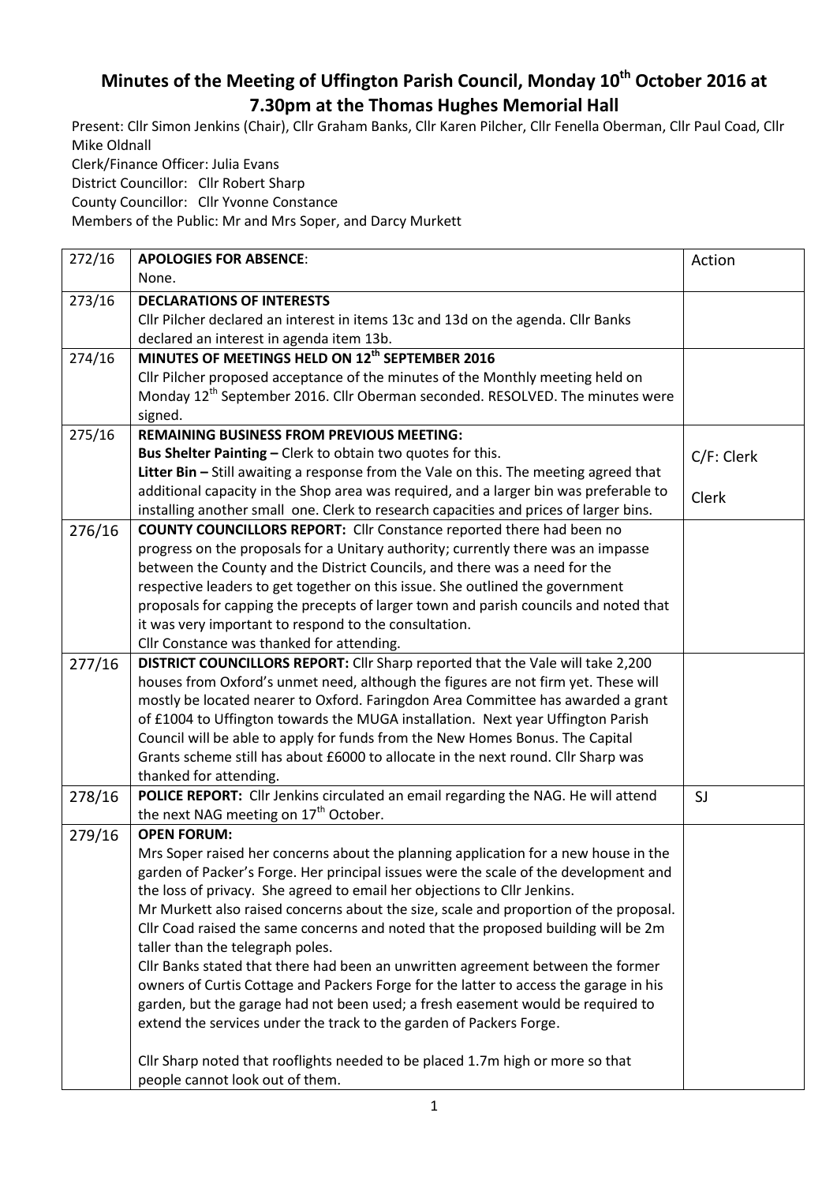# Minutes of the Meeting of Uffington Parish Council, Monday 10th October 2016 at 7.30pm at the Thomas Hughes Memorial Hall

Present: Cllr Simon Jenkins (Chair), Cllr Graham Banks, Cllr Karen Pilcher, Cllr Fenella Oberman, Cllr Paul Coad, Cllr Mike Oldnall

Clerk/Finance Officer: Julia Evans

District Councillor: Cllr Robert Sharp

County Councillor: Cllr Yvonne Constance

Members of the Public: Mr and Mrs Soper, and Darcy Murkett

| | | Action |
|---|---|---|
| 272/16 | **APOLOGIES FOR ABSENCE**:<br>None. | |
| 273/16 | **DECLARATIONS OF INTERESTS**<br>Cllr Pilcher declared an interest in items 13c and 13d on the agenda. Cllr Banks declared an interest in agenda item 13b. | |
| 274/16 | **MINUTES OF MEETINGS HELD ON 12th SEPTEMBER 2016**<br>Cllr Pilcher proposed acceptance of the minutes of the Monthly meeting held on Monday 12th September 2016. Cllr Oberman seconded. RESOLVED. The minutes were signed. | |
| 275/16 | **REMAINING BUSINESS FROM PREVIOUS MEETING:**<br>**Bus Shelter Painting –** Clerk to obtain two quotes for this.<br>**Litter Bin –** Still awaiting a response from the Vale on this. The meeting agreed that additional capacity in the Shop area was required, and a larger bin was preferable to installing another small one. Clerk to research capacities and prices of larger bins. | C/F: Clerk<br><br>Clerk |
| 276/16 | **COUNTY COUNCILLORS REPORT:** Cllr Constance reported there had been no progress on the proposals for a Unitary authority; currently there was an impasse between the County and the District Councils, and there was a need for the respective leaders to get together on this issue. She outlined the government proposals for capping the precepts of larger town and parish councils and noted that it was very important to respond to the consultation.<br>Cllr Constance was thanked for attending. | |
| 277/16 | **DISTRICT COUNCILLORS REPORT:** Cllr Sharp reported that the Vale will take 2,200 houses from Oxford's unmet need, although the figures are not firm yet. These will mostly be located nearer to Oxford. Faringdon Area Committee has awarded a grant of £1004 to Uffington towards the MUGA installation. Next year Uffington Parish Council will be able to apply for funds from the New Homes Bonus. The Capital Grants scheme still has about £6000 to allocate in the next round. Cllr Sharp was thanked for attending. | |
| 278/16 | **POLICE REPORT:** Cllr Jenkins circulated an email regarding the NAG. He will attend the next NAG meeting on 17th October. | SJ |
| 279/16 | **OPEN FORUM:**<br>Mrs Soper raised her concerns about the planning application for a new house in the garden of Packer's Forge. Her principal issues were the scale of the development and the loss of privacy. She agreed to email her objections to Cllr Jenkins.<br>Mr Murkett also raised concerns about the size, scale and proportion of the proposal. Cllr Coad raised the same concerns and noted that the proposed building will be 2m taller than the telegraph poles.<br>Cllr Banks stated that there had been an unwritten agreement between the former owners of Curtis Cottage and Packers Forge for the latter to access the garage in his garden, but the garage had not been used; a fresh easement would be required to extend the services under the track to the garden of Packers Forge.<br><br>Cllr Sharp noted that rooflights needed to be placed 1.7m high or more so that people cannot look out of them. | |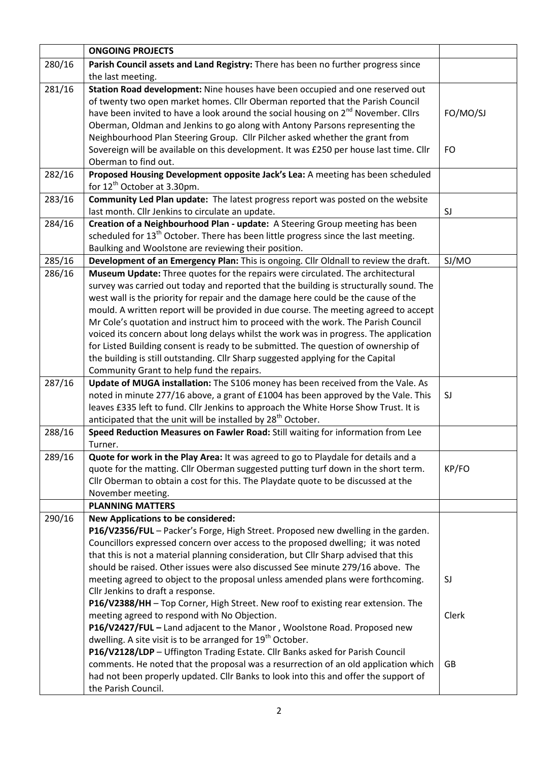| | **ONGOING PROJECTS** | |
|---|---|---|
| 280/16 | **Parish Council assets and Land Registry:** There has been no further progress since the last meeting. | |
| 281/16 | **Station Road development:** Nine houses have been occupied and one reserved out of twenty two open market homes. Cllr Oberman reported that the Parish Council have been invited to have a look around the social housing on 2nd November. Cllrs Oberman, Oldman and Jenkins to go along with Antony Parsons representing the Neighbourhood Plan Steering Group. Cllr Pilcher asked whether the grant from Sovereign will be available on this development. It was £250 per house last time. Cllr Oberman to find out. | FO/MO/SJ<br><br>FO |
| 282/16 | **Proposed Housing Development opposite Jack's Lea:** A meeting has been scheduled for 12th October at 3.30pm. | |
| 283/16 | **Community Led Plan update:** The latest progress report was posted on the website last month. Cllr Jenkins to circulate an update. | SJ |
| 284/16 | **Creation of a Neighbourhood Plan - update:** A Steering Group meeting has been scheduled for 13th October. There has been little progress since the last meeting. Baulking and Woolstone are reviewing their position. | |
| 285/16 | **Development of an Emergency Plan:** This is ongoing. Cllr Oldnall to review the draft. | SJ/MO |
| 286/16 | **Museum Update:** Three quotes for the repairs were circulated. The architectural survey was carried out today and reported that the building is structurally sound. The west wall is the priority for repair and the damage here could be the cause of the mould. A written report will be provided in due course. The meeting agreed to accept Mr Cole's quotation and instruct him to proceed with the work. The Parish Council voiced its concern about long delays whilst the work was in progress. The application for Listed Building consent is ready to be submitted. The question of ownership of the building is still outstanding. Cllr Sharp suggested applying for the Capital Community Grant to help fund the repairs. | |
| 287/16 | **Update of MUGA installation:** The S106 money has been received from the Vale. As noted in minute 277/16 above, a grant of £1004 has been approved by the Vale. This leaves £335 left to fund. Cllr Jenkins to approach the White Horse Show Trust. It is anticipated that the unit will be installed by 28th October. | SJ |
| 288/16 | **Speed Reduction Measures on Fawler Road:** Still waiting for information from Lee Turner. | |
| 289/16 | **Quote for work in the Play Area:** It was agreed to go to Playdale for details and a quote for the matting. Cllr Oberman suggested putting turf down in the short term. Cllr Oberman to obtain a cost for this. The Playdate quote to be discussed at the November meeting. | KP/FO |
| | **PLANNING MATTERS** | |
| 290/16 | **New Applications to be considered:**<br>**P16/V2356/FUL** – Packer's Forge, High Street. Proposed new dwelling in the garden. Councillors expressed concern over access to the proposed dwelling; it was noted that this is not a material planning consideration, but Cllr Sharp advised that this should be raised. Other issues were also discussed See minute 279/16 above. The meeting agreed to object to the proposal unless amended plans were forthcoming. Cllr Jenkins to draft a response.<br>**P16/V2388/HH** – Top Corner, High Street. New roof to existing rear extension. The meeting agreed to respond with No Objection.<br>**P16/V2427/FUL –** Land adjacent to the Manor , Woolstone Road. Proposed new dwelling. A site visit is to be arranged for 19th October.<br>**P16/V2128/LDP** – Uffington Trading Estate. Cllr Banks asked for Parish Council comments. He noted that the proposal was a resurrection of an old application which had not been properly updated. Cllr Banks to look into this and offer the support of the Parish Council. | SJ<br><br>Clerk<br><br>GB |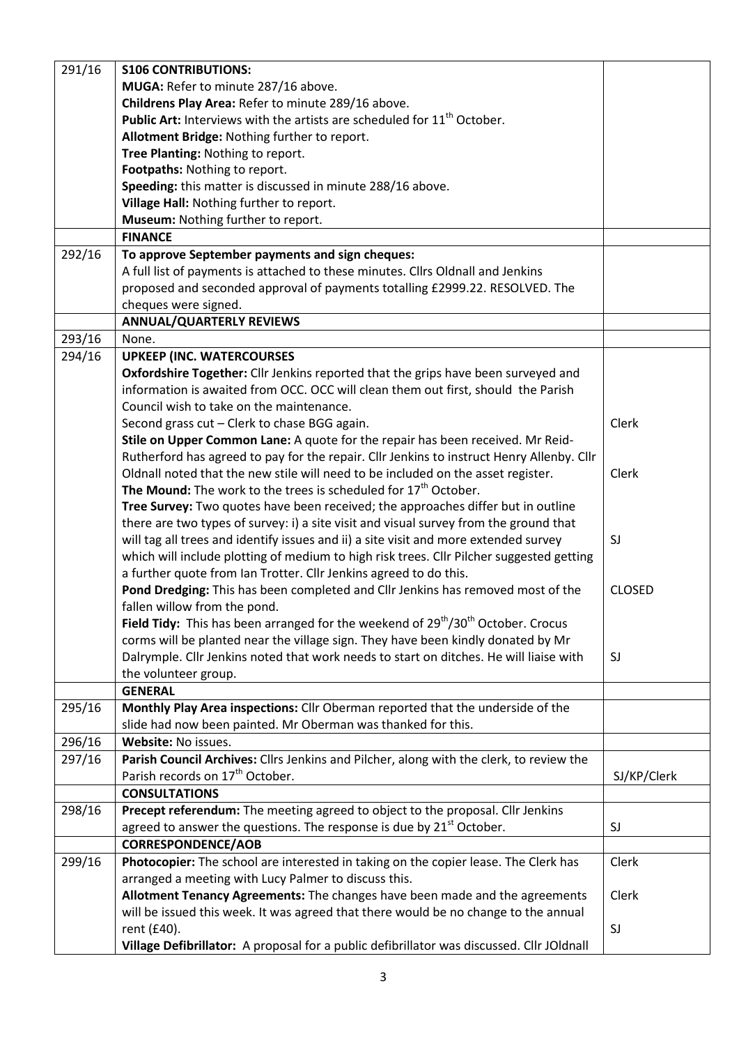| | | |
|---|---|---|
| 291/16 | **S106 CONTRIBUTIONS:**<br>**MUGA:** Refer to minute 287/16 above.<br>**Childrens Play Area:** Refer to minute 289/16 above.<br>**Public Art:** Interviews with the artists are scheduled for 11th October.<br>**Allotment Bridge:** Nothing further to report.<br>**Tree Planting:** Nothing to report.<br>**Footpaths:** Nothing to report.<br>**Speeding:** this matter is discussed in minute 288/16 above.<br>**Village Hall:** Nothing further to report.<br>**Museum:** Nothing further to report. | |
| | **FINANCE** | |
| 292/16 | **To approve September payments and sign cheques:**<br>A full list of payments is attached to these minutes. Cllrs Oldnall and Jenkins proposed and seconded approval of payments totalling £2999.22. RESOLVED. The cheques were signed. | |
| | **ANNUAL/QUARTERLY REVIEWS** | |
| 293/16 | None. | |
| 294/16 | **UPKEEP (INC. WATERCOURSES**<br>**Oxfordshire Together:** Cllr Jenkins reported that the grips have been surveyed and information is awaited from OCC. OCC will clean them out first, should the Parish Council wish to take on the maintenance.<br>Second grass cut – Clerk to chase BGG again.<br>**Stile on Upper Common Lane:** A quote for the repair has been received. Mr Reid-Rutherford has agreed to pay for the repair. Cllr Jenkins to instruct Henry Allenby. Cllr Oldnall noted that the new stile will need to be included on the asset register.<br>**The Mound:** The work to the trees is scheduled for 17th October.<br>**Tree Survey:** Two quotes have been received; the approaches differ but in outline there are two types of survey: i) a site visit and visual survey from the ground that will tag all trees and identify issues and ii) a site visit and more extended survey which will include plotting of medium to high risk trees. Cllr Pilcher suggested getting a further quote from Ian Trotter. Cllr Jenkins agreed to do this.<br>**Pond Dredging:** This has been completed and Cllr Jenkins has removed most of the fallen willow from the pond.<br>**Field Tidy:** This has been arranged for the weekend of 29th/30th October. Crocus corms will be planted near the village sign. They have been kindly donated by Mr Dalrymple. Cllr Jenkins noted that work needs to start on ditches. He will liaise with the volunteer group. | Clerk<br><br>Clerk<br><br>SJ<br><br>CLOSED<br><br>SJ |
| | **GENERAL** | |
| 295/16 | **Monthly Play Area inspections:** Cllr Oberman reported that the underside of the slide had now been painted. Mr Oberman was thanked for this. | |
| 296/16 | **Website:** No issues. | |
| 297/16 | **Parish Council Archives:** Cllrs Jenkins and Pilcher, along with the clerk, to review the Parish records on 17th October. | SJ/KP/Clerk |
| | **CONSULTATIONS** | |
| 298/16 | **Precept referendum:** The meeting agreed to object to the proposal. Cllr Jenkins agreed to answer the questions. The response is due by 21st October. | SJ |
| | **CORRESPONDENCE/AOB** | |
| 299/16 | **Photocopier:** The school are interested in taking on the copier lease. The Clerk has arranged a meeting with Lucy Palmer to discuss this.<br>**Allotment Tenancy Agreements:** The changes have been made and the agreements will be issued this week. It was agreed that there would be no change to the annual rent (£40).<br>**Village Defibrillator:** A proposal for a public defibrillator was discussed. Cllr JOldnall | Clerk<br><br>Clerk<br><br>SJ |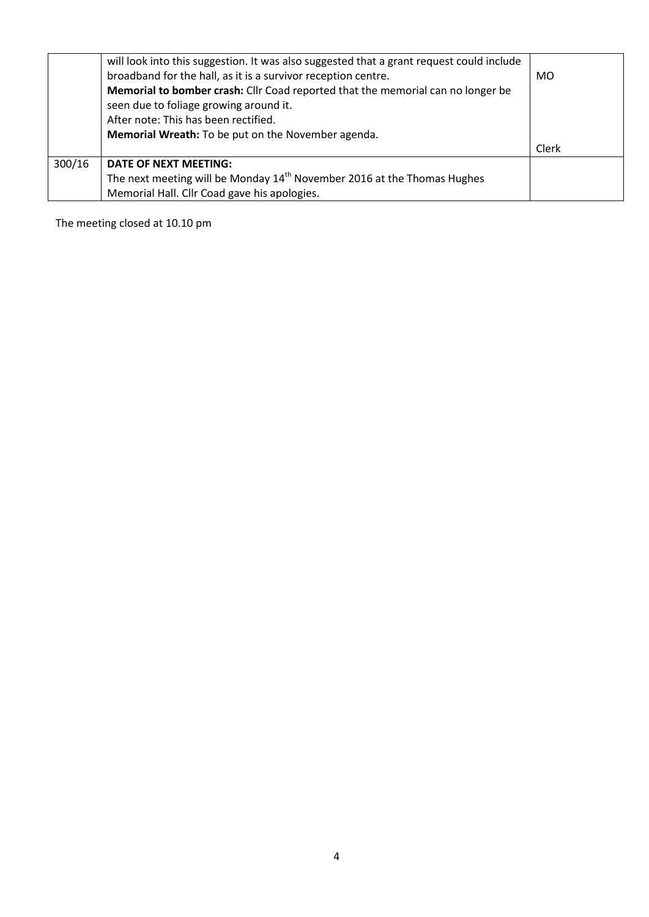| | | |
|---|---|---|
| | will look into this suggestion. It was also suggested that a grant request could include broadband for the hall, as it is a survivor reception centre.<br>**Memorial to bomber crash:** Cllr Coad reported that the memorial can no longer be seen due to foliage growing around it.<br>After note: This has been rectified.<br>**Memorial Wreath:** To be put on the November agenda. | MO<br><br><br><br><br>Clerk |
| 300/16 | **DATE OF NEXT MEETING:**<br>The next meeting will be Monday 14th November 2016 at the Thomas Hughes Memorial Hall. Cllr Coad gave his apologies. | |

The meeting closed at 10.10 pm